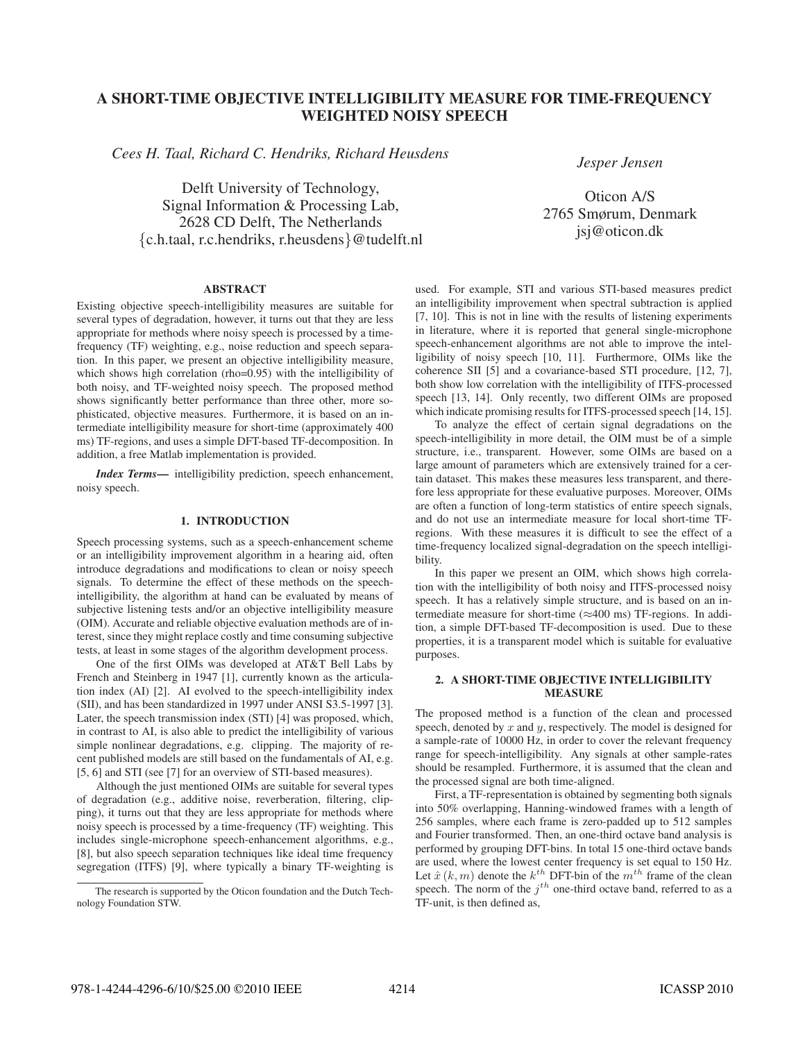# A SHORT-TIME OBJECTIVE INTELLIGIBILITY MEASURE FOR TIME-FREQUENCY WEIGHTED NOISY SPEECH

*Cees H. Taal, Richard C. Hendriks, Richard Heusdens*

Delft University of Technology,
Signal Information & Processing Lab,
2628 CD Delft, The Netherlands
{c.h.taal, r.c.hendriks, r.heusdens}@tudelft.nl

*Jesper Jensen*

Oticon A/S
2765 Smørum, Denmark
jsj@oticon.dk

## ABSTRACT

Existing objective speech-intelligibility measures are suitable for several types of degradation, however, it turns out that they are less appropriate for methods where noisy speech is processed by a time-frequency (TF) weighting, e.g., noise reduction and speech separation. In this paper, we present an objective intelligibility measure, which shows high correlation (rho=0.95) with the intelligibility of both noisy, and TF-weighted noisy speech. The proposed method shows significantly better performance than three other, more sophisticated, objective measures. Furthermore, it is based on an intermediate intelligibility measure for short-time (approximately 400 ms) TF-regions, and uses a simple DFT-based TF-decomposition. In addition, a free Matlab implementation is provided.

***Index Terms—*** intelligibility prediction, speech enhancement, noisy speech.

## 1. INTRODUCTION

Speech processing systems, such as a speech-enhancement scheme or an intelligibility improvement algorithm in a hearing aid, often introduce degradations and modifications to clean or noisy speech signals. To determine the effect of these methods on the speech-intelligibility, the algorithm at hand can be evaluated by means of subjective listening tests and/or an objective intelligibility measure (OIM). Accurate and reliable objective evaluation methods are of interest, since they might replace costly and time consuming subjective tests, at least in some stages of the algorithm development process.

One of the first OIMs was developed at AT&T Bell Labs by French and Steinberg in 1947 [1], currently known as the articulation index (AI) [2]. AI evolved to the speech-intelligibility index (SII), and has been standardized in 1997 under ANSI S3.5-1997 [3]. Later, the speech transmission index (STI) [4] was proposed, which, in contrast to AI, is also able to predict the intelligibility of various simple nonlinear degradations, e.g. clipping. The majority of recent published models are still based on the fundamentals of AI, e.g. [5, 6] and STI (see [7] for an overview of STI-based measures).

Although the just mentioned OIMs are suitable for several types of degradation (e.g., additive noise, reverberation, filtering, clipping), it turns out that they are less appropriate for methods where noisy speech is processed by a time-frequency (TF) weighting. This includes single-microphone speech-enhancement algorithms, e.g., [8], but also speech separation techniques like ideal time frequency segregation (ITFS) [9], where typically a binary TF-weighting is used. For example, STI and various STI-based measures predict an intelligibility improvement when spectral subtraction is applied [7, 10]. This is not in line with the results of listening experiments in literature, where it is reported that general single-microphone speech-enhancement algorithms are not able to improve the intelligibility of noisy speech [10, 11]. Furthermore, OIMs like the coherence SII [5] and a covariance-based STI procedure, [12, 7], both show low correlation with the intelligibility of ITFS-processed speech [13, 14]. Only recently, two different OIMs are proposed which indicate promising results for ITFS-processed speech [14, 15].

To analyze the effect of certain signal degradations on the speech-intelligibility in more detail, the OIM must be of a simple structure, i.e., transparent. However, some OIMs are based on a large amount of parameters which are extensively trained for a certain dataset. This makes these measures less transparent, and therefore less appropriate for these evaluative purposes. Moreover, OIMs are often a function of long-term statistics of entire speech signals, and do not use an intermediate measure for local short-time TF-regions. With these measures it is difficult to see the effect of a time-frequency localized signal-degradation on the speech intelligibility.

In this paper we present an OIM, which shows high correlation with the intelligibility of both noisy and ITFS-processed noisy speech. It has a relatively simple structure, and is based on an intermediate measure for short-time (≈400 ms) TF-regions. In addition, a simple DFT-based TF-decomposition is used. Due to these properties, it is a transparent model which is suitable for evaluative purposes.

## 2. A SHORT-TIME OBJECTIVE INTELLIGIBILITY MEASURE

The proposed method is a function of the clean and processed speech, denoted by $x$ and $y$, respectively. The model is designed for a sample-rate of 10000 Hz, in order to cover the relevant frequency range for speech-intelligibility. Any signals at other sample-rates should be resampled. Furthermore, it is assumed that the clean and the processed signal are both time-aligned.

First, a TF-representation is obtained by segmenting both signals into 50% overlapping, Hanning-windowed frames with a length of 256 samples, where each frame is zero-padded up to 512 samples and Fourier transformed. Then, an one-third octave band analysis is performed by grouping DFT-bins. In total 15 one-third octave bands are used, where the lowest center frequency is set equal to 150 Hz. Let $\hat{x}(k, m)$ denote the $k^{th}$ DFT-bin of the $m^{th}$ frame of the clean speech. The norm of the $j^{th}$ one-third octave band, referred to as a TF-unit, is then defined as,

The research is supported by the Oticon foundation and the Dutch Technology Foundation STW.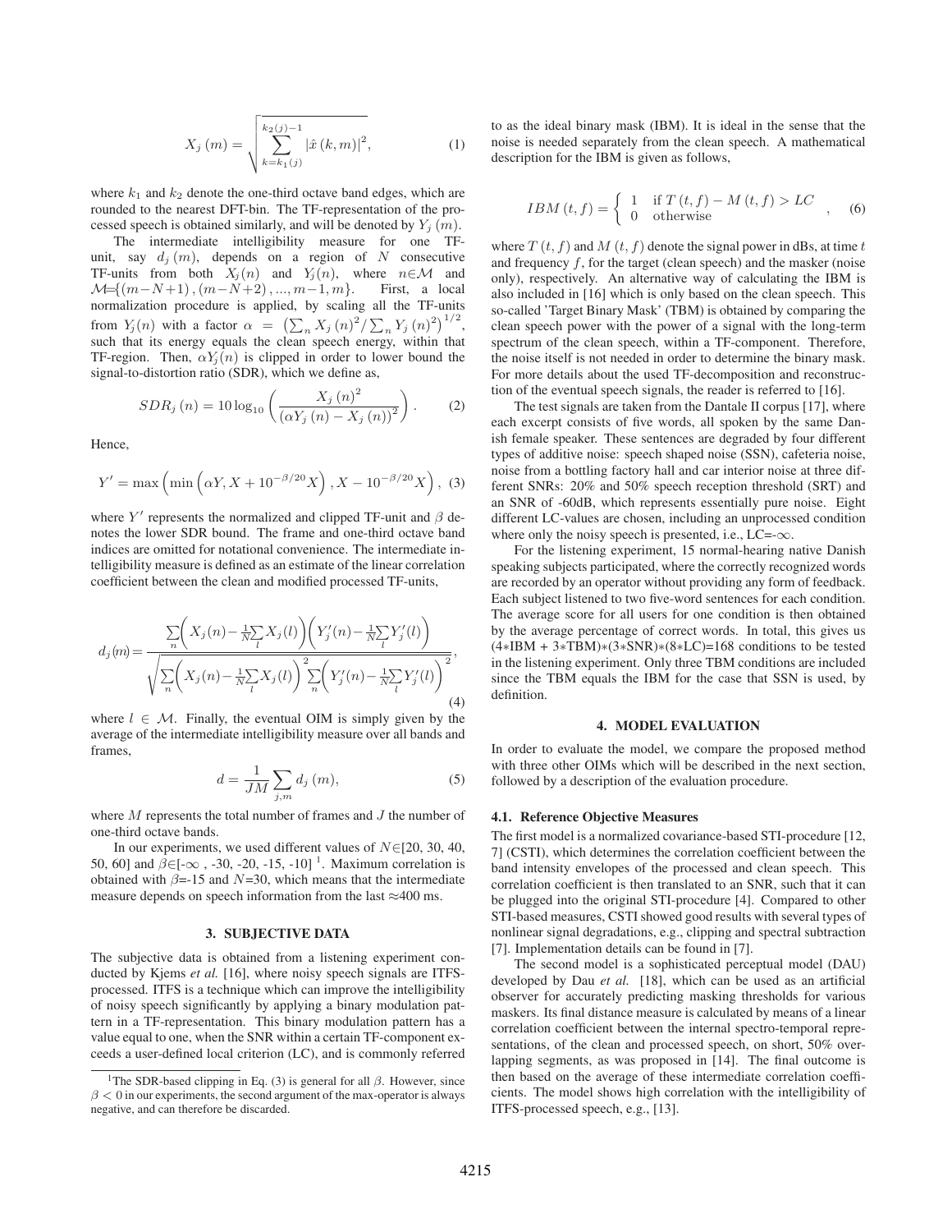$$X_j(m) = \sqrt{\sum_{k=k_1(j)}^{k_2(j)-1} |\hat{x}(k,m)|^2}, \tag{1}$$

where $k_1$ and $k_2$ denote the one-third octave band edges, which are rounded to the nearest DFT-bin. The TF-representation of the processed speech is obtained similarly, and will be denoted by $Y_j(m)$.

The intermediate intelligibility measure for one TF-unit, say $d_j(m)$, depends on a region of $N$ consecutive TF-units from both $X_j(n)$ and $Y_j(n)$, where $n \in \mathcal{M}$ and $\mathcal{M} = \{(m-N+1), (m-N+2), ..., m-1, m\}$. First, a local normalization procedure is applied, by scaling all the TF-units from $Y_j(n)$ with a factor $\alpha = \left(\sum_n X_j(n)^2 / \sum_n Y_j(n)^2\right)^{1/2}$, such that its energy equals the clean speech energy, within that TF-region. Then, $\alpha Y_j(n)$ is clipped in order to lower bound the signal-to-distortion ratio (SDR), which we define as,

$$SDR_j(n) = 10\log_{10}\left(\frac{X_j(n)^2}{(\alpha Y_j(n) - X_j(n))^2}\right). \tag{2}$$

Hence,

$$Y' = \max\left(\min\left(\alpha Y, X + 10^{-\beta/20}X\right), X - 10^{-\beta/20}X\right), \tag{3}$$

where $Y'$ represents the normalized and clipped TF-unit and $\beta$ denotes the lower SDR bound. The frame and one-third octave band indices are omitted for notational convenience. The intermediate intelligibility measure is defined as an estimate of the linear correlation coefficient between the clean and modified processed TF-units,

$$d_j(m) = \frac{\sum_n\left(X_j(n) - \frac{1}{N}\sum_l X_j(l)\right)\left(Y'_j(n) - \frac{1}{N}\sum_l Y'_j(l)\right)}{\sqrt{\sum_n\left(X_j(n) - \frac{1}{N}\sum_l X_j(l)\right)^2 \sum_n\left(Y'_j(n) - \frac{1}{N}\sum_l Y'_j(l)\right)^2}}, \tag{4}$$

where $l \in \mathcal{M}$. Finally, the eventual OIM is simply given by the average of the intermediate intelligibility measure over all bands and frames,

$$d = \frac{1}{JM}\sum_{j,m} d_j(m), \tag{5}$$

where $M$ represents the total number of frames and $J$ the number of one-third octave bands.

In our experiments, we used different values of $N \in$[20, 30, 40, 50, 60] and $\beta \in$[$-\infty$ , -30, -20, -15, -10] [1]. Maximum correlation is obtained with $\beta$=-15 and $N$=30, which means that the intermediate measure depends on speech information from the last ≈400 ms.

## 3. SUBJECTIVE DATA

The subjective data is obtained from a listening experiment conducted by Kjems *et al.* [16], where noisy speech signals are ITFS-processed. ITFS is a technique which can improve the intelligibility of noisy speech significantly by applying a binary modulation pattern in a TF-representation. This binary modulation pattern has a value equal to one, when the SNR within a certain TF-component exceeds a user-defined local criterion (LC), and is commonly referred to as the ideal binary mask (IBM). It is ideal in the sense that the noise is needed separately from the clean speech. A mathematical description for the IBM is given as follows,

$$IBM(t,f) = \begin{cases} 1 & \text{if } T(t,f) - M(t,f) > LC \\ 0 & \text{otherwise} \end{cases}, \tag{6}$$

where $T(t,f)$ and $M(t,f)$ denote the signal power in dBs, at time $t$ and frequency $f$, for the target (clean speech) and the masker (noise only), respectively. An alternative way of calculating the IBM is also included in [16] which is only based on the clean speech. This so-called 'Target Binary Mask' (TBM) is obtained by comparing the clean speech power with the power of a signal with the long-term spectrum of the clean speech, within a TF-component. Therefore, the noise itself is not needed in order to determine the binary mask. For more details about the used TF-decomposition and reconstruction of the eventual speech signals, the reader is referred to [16].

The test signals are taken from the Dantale II corpus [17], where each excerpt consists of five words, all spoken by the same Danish female speaker. These sentences are degraded by four different types of additive noise: speech shaped noise (SSN), cafeteria noise, noise from a bottling factory hall and car interior noise at three different SNRs: 20% and 50% speech reception threshold (SRT) and an SNR of -60dB, which represents essentially pure noise. Eight different LC-values are chosen, including an unprocessed condition where only the noisy speech is presented, i.e., LC=$-\infty$.

For the listening experiment, 15 normal-hearing native Danish speaking subjects participated, where the correctly recognized words are recorded by an operator without providing any form of feedback. Each subject listened to two five-word sentences for each condition. The average score for all users for one condition is then obtained by the average percentage of correct words. In total, this gives us (4*IBM + 3*TBM)*(3*SNR)*(8*LC)=168 conditions to be tested in the listening experiment. Only three TBM conditions are included since the TBM equals the IBM for the case that SSN is used, by definition.

## 4. MODEL EVALUATION

In order to evaluate the model, we compare the proposed method with three other OIMs which will be described in the next section, followed by a description of the evaluation procedure.

### 4.1. Reference Objective Measures

The first model is a normalized covariance-based STI-procedure [12, 7] (CSTI), which determines the correlation coefficient between the band intensity envelopes of the processed and clean speech. This correlation coefficient is then translated to an SNR, such that it can be plugged into the original STI-procedure [4]. Compared to other STI-based measures, CSTI showed good results with several types of nonlinear signal degradations, e.g., clipping and spectral subtraction [7]. Implementation details can be found in [7].

The second model is a sophisticated perceptual model (DAU) developed by Dau *et al.* [18], which can be used as an artificial observer for accurately predicting masking thresholds for various maskers. Its final distance measure is calculated by means of a linear correlation coefficient between the internal spectro-temporal representations, of the clean and processed speech, on short, 50% overlapping segments, as was proposed in [14]. The final outcome is then based on the average of these intermediate correlation coefficients. The model shows high correlation with the intelligibility of ITFS-processed speech, e.g., [13].

---

[1] The SDR-based clipping in Eq. (3) is general for all $\beta$. However, since $\beta < 0$ in our experiments, the second argument of the max-operator is always negative, and can therefore be discarded.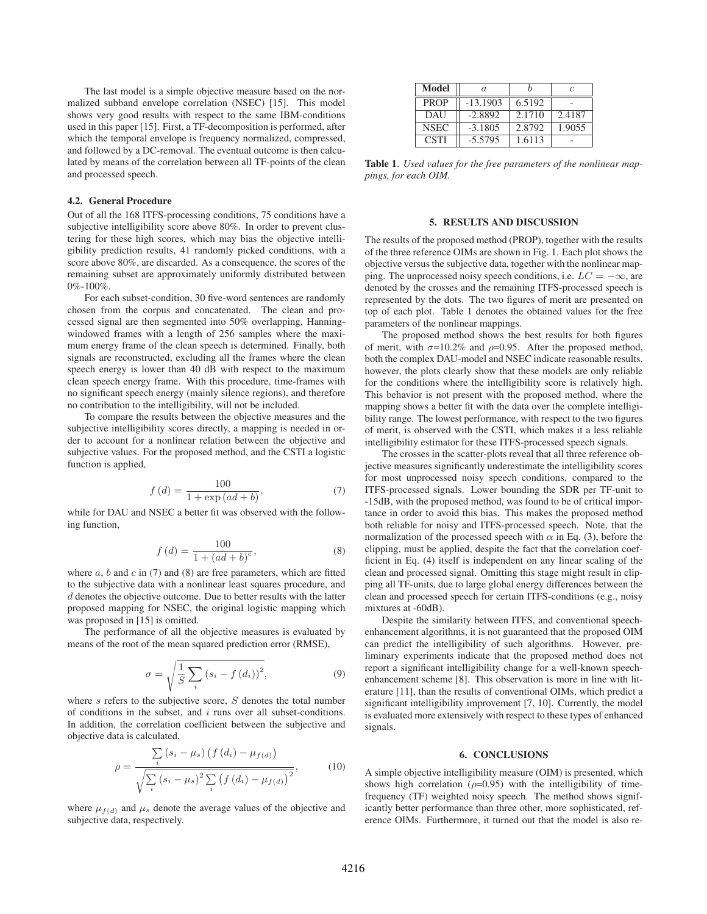The last model is a simple objective measure based on the normalized subband envelope correlation (NSEC) [15]. This model shows very good results with respect to the same IBM-conditions used in this paper [15]. First, a TF-decomposition is performed, after which the temporal envelope is frequency normalized, compressed, and followed by a DC-removal. The eventual outcome is then calculated by means of the correlation between all TF-points of the clean and processed speech.

### 4.2. General Procedure

Out of all the 168 ITFS-processing conditions, 75 conditions have a subjective intelligibility score above 80%. In order to prevent clustering for these high scores, which may bias the objective intelligibility prediction results, 41 randomly picked conditions, with a score above 80%, are discarded. As a consequence, the scores of the remaining subset are approximately uniformly distributed between 0%-100%.

For each subset-condition, 30 five-word sentences are randomly chosen from the corpus and concatenated. The clean and processed signal are then segmented into 50% overlapping, Hanning-windowed frames with a length of 256 samples where the maximum energy frame of the clean speech is determined. Finally, both signals are reconstructed, excluding all the frames where the clean speech energy is lower than 40 dB with respect to the maximum clean speech energy frame. With this procedure, time-frames with no significant speech energy (mainly silence regions), and therefore no contribution to the intelligibility, will not be included.

To compare the results between the objective measures and the subjective intelligibility scores directly, a mapping is needed in order to account for a nonlinear relation between the objective and subjective values. For the proposed method, and the CSTI a logistic function is applied,

$$f(d) = \frac{100}{1 + \exp(ad + b)}, \tag{7}$$

while for DAU and NSEC a better fit was observed with the following function,

$$f(d) = \frac{100}{1 + (ad + b)^c}, \tag{8}$$

where $a$, $b$ and $c$ in (7) and (8) are free parameters, which are fitted to the subjective data with a nonlinear least squares procedure, and $d$ denotes the objective outcome. Due to better results with the latter proposed mapping for NSEC, the original logistic mapping which was proposed in [15] is omitted.

The performance of all the objective measures is evaluated by means of the root of the mean squared prediction error (RMSE),

$$\sigma = \sqrt{\frac{1}{S} \sum_i (s_i - f(d_i))^2}, \tag{9}$$

where $s$ refers to the subjective score, $S$ denotes the total number of conditions in the subset, and $i$ runs over all subset-conditions. In addition, the correlation coefficient between the subjective and objective data is calculated,

$$\rho = \frac{\sum_i (s_i - \mu_s)\left(f(d_i) - \mu_{f(d)}\right)}{\sqrt{\sum_i (s_i - \mu_s)^2 \sum_i \left(f(d_i) - \mu_{f(d)}\right)^2}}, \tag{10}$$

where $\mu_{f(d)}$ and $\mu_s$ denote the average values of the objective and subjective data, respectively.

| Model | $a$ | $b$ | $c$ |
|---|---|---|---|
| PROP | -13.1903 | 6.5192 | - |
| DAU | -2.8892 | 2.1710 | 2.4187 |
| NSEC | -3.1805 | 2.8792 | 1.9055 |
| CSTI | -5.5795 | 1.6113 | - |

**Table 1**. *Used values for the free parameters of the nonlinear mappings, for each OIM.*

## 5. RESULTS AND DISCUSSION

The results of the proposed method (PROP), together with the results of the three reference OIMs are shown in Fig. 1. Each plot shows the objective versus the subjective data, together with the nonlinear mapping. The unprocessed noisy speech conditions, i.e. $LC = -\infty$, are denoted by the crosses and the remaining ITFS-processed speech is represented by the dots. The two figures of merit are presented on top of each plot. Table 1 denotes the obtained values for the free parameters of the nonlinear mappings.

The proposed method shows the best results for both figures of merit, with $\sigma$=10.2% and $\rho$=0.95. After the proposed method, both the complex DAU-model and NSEC indicate reasonable results, however, the plots clearly show that these models are only reliable for the conditions where the intelligibility score is relatively high. This behavior is not present with the proposed method, where the mapping shows a better fit with the data over the complete intelligibility range. The lowest performance, with respect to the two figures of merit, is observed with the CSTI, which makes it a less reliable intelligibility estimator for these ITFS-processed speech signals.

The crosses in the scatter-plots reveal that all three reference objective measures significantly underestimate the intelligibility scores for most unprocessed noisy speech conditions, compared to the ITFS-processed signals. Lower bounding the SDR per TF-unit to -15dB, with the proposed method, was found to be of critical importance in order to avoid this bias. This makes the proposed method both reliable for noisy and ITFS-processed speech. Note, that the normalization of the processed speech with $\alpha$ in Eq. (3), before the clipping, must be applied, despite the fact that the correlation coefficient in Eq. (4) itself is independent on any linear scaling of the clean and processed signal. Omitting this stage might result in clipping all TF-units, due to large global energy differences between the clean and processed speech for certain ITFS-conditions (e.g., noisy mixtures at -60dB).

Despite the similarity between ITFS, and conventional speech-enhancement algorithms, it is not guaranteed that the proposed OIM can predict the intelligibility of such algorithms. However, preliminary experiments indicate that the proposed method does not report a significant intelligibility change for a well-known speech-enhancement scheme [8]. This observation is more in line with literature [11], than the results of conventional OIMs, which predict a significant intelligibility improvement [7, 10]. Currently, the model is evaluated more extensively with respect to these types of enhanced signals.

## 6. CONCLUSIONS

A simple objective intelligibility measure (OIM) is presented, which shows high correlation ($\rho$=0.95) with the intelligibility of time-frequency (TF) weighted noisy speech. The method shows significantly better performance than three other, more sophisticated, reference OIMs. Furthermore, it turned out that the model is also re-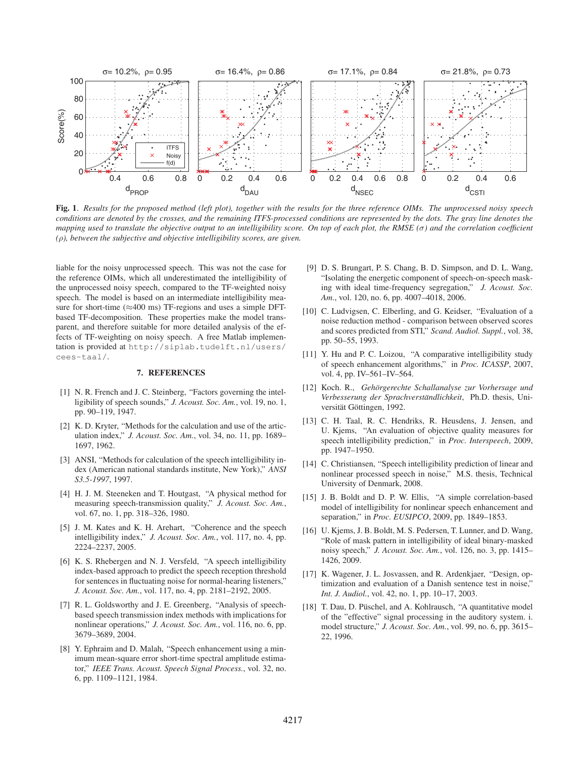σ= 10.2%, ρ= 0.95

σ= 16.4%, ρ= 0.86

σ= 17.1%, ρ= 0.84

σ= 21.8%, ρ= 0.73

Score(%)

100
80
60
40
20
0

0.4 0.6 0.8

$d_{PROP}$

ITFS
Noisy
f(d)

0 0.2 0.4 0.6

$d_{DAU}$

0 0.2 0.4 0.6 0.8

$d_{NSEC}$

0 0.2 0.4 0.6

$d_{CSTI}$

**Fig. 1**. *Results for the proposed method (left plot), together with the results for the three reference OIMs. The unprocessed noisy speech conditions are denoted by the crosses, and the remaining ITFS-processed conditions are represented by the dots. The gray line denotes the mapping used to translate the objective output to an intelligibility score. On top of each plot, the RMSE ($\sigma$) and the correlation coefficient ($\rho$), between the subjective and objective intelligibility scores, are given.*

liable for the noisy unprocessed speech. This was not the case for the reference OIMs, which all underestimated the intelligibility of the unprocessed noisy speech, compared to the TF-weighted noisy speech. The model is based on an intermediate intelligibility measure for short-time (≈400 ms) TF-regions and uses a simple DFT-based TF-decomposition. These properties make the model transparent, and therefore suitable for more detailed analysis of the effects of TF-weighting on noisy speech. A free Matlab implementation is provided at http://siplab.tudelft.nl/users/cees-taal/.

## 7. REFERENCES

[1] N. R. French and J. C. Steinberg, "Factors governing the intelligibility of speech sounds," *J. Acoust. Soc. Am.*, vol. 19, no. 1, pp. 90–119, 1947.

[2] K. D. Kryter, "Methods for the calculation and use of the articulation index," *J. Acoust. Soc. Am.*, vol. 34, no. 11, pp. 1689–1697, 1962.

[3] ANSI, "Methods for calculation of the speech intelligibility index (American national standards institute, New York)," *ANSI S3.5-1997*, 1997.

[4] H. J. M. Steeneken and T. Houtgast, "A physical method for measuring speech-transmission quality," *J. Acoust. Soc. Am.*, vol. 67, no. 1, pp. 318–326, 1980.

[5] J. M. Kates and K. H. Arehart, "Coherence and the speech intelligibility index," *J. Acoust. Soc. Am.*, vol. 117, no. 4, pp. 2224–2237, 2005.

[6] K. S. Rhebergen and N. J. Versfeld, "A speech intelligibility index-based approach to predict the speech reception threshold for sentences in fluctuating noise for normal-hearing listeners," *J. Acoust. Soc. Am.*, vol. 117, no. 4, pp. 2181–2192, 2005.

[7] R. L. Goldsworthy and J. E. Greenberg, "Analysis of speech-based speech transmission index methods with implications for nonlinear operations," *J. Acoust. Soc. Am.*, vol. 116, no. 6, pp. 3679–3689, 2004.

[8] Y. Ephraim and D. Malah, "Speech enhancement using a minimum mean-square error short-time spectral amplitude estimator," *IEEE Trans. Acoust. Speech Signal Process.*, vol. 32, no. 6, pp. 1109–1121, 1984.

[9] D. S. Brungart, P. S. Chang, B. D. Simpson, and D. L. Wang, "Isolating the energetic component of speech-on-speech masking with ideal time-frequency segregation," *J. Acoust. Soc. Am.*, vol. 120, no. 6, pp. 4007–4018, 2006.

[10] C. Ludvigsen, C. Elberling, and G. Keidser, "Evaluation of a noise reduction method - comparison between observed scores and scores predicted from STI," *Scand. Audiol. Suppl.*, vol. 38, pp. 50–55, 1993.

[11] Y. Hu and P. C. Loizou, "A comparative intelligibility study of speech enhancement algorithms," in *Proc. ICASSP*, 2007, vol. 4, pp. IV–561–IV–564.

[12] Koch. R., *Gehörgerechte Schallanalyse zur Vorhersage und Verbesserung der Sprachverständlichkeit*, Ph.D. thesis, Universität Göttingen, 1992.

[13] C. H. Taal, R. C. Hendriks, R. Heusdens, J. Jensen, and U. Kjems, "An evaluation of objective quality measures for speech intelligibility prediction," in *Proc. Interspeech*, 2009, pp. 1947–1950.

[14] C. Christiansen, "Speech intelligibility prediction of linear and nonlinear processed speech in noise," M.S. thesis, Technical University of Denmark, 2008.

[15] J. B. Boldt and D. P. W. Ellis, "A simple correlation-based model of intelligibility for nonlinear speech enhancement and separation," in *Proc. EUSIPCO*, 2009, pp. 1849–1853.

[16] U. Kjems, J. B. Boldt, M. S. Pedersen, T. Lunner, and D. Wang, "Role of mask pattern in intelligibility of ideal binary-masked noisy speech," *J. Acoust. Soc. Am.*, vol. 126, no. 3, pp. 1415–1426, 2009.

[17] K. Wagener, J. L. Josvassen, and R. Ardenkjaer, "Design, optimization and evaluation of a Danish sentence test in noise," *Int. J. Audiol.*, vol. 42, no. 1, pp. 10–17, 2003.

[18] T. Dau, D. Püschel, and A. Kohlrausch, "A quantitative model of the "effective" signal processing in the auditory system. i. model structure," *J. Acoust. Soc. Am.*, vol. 99, no. 6, pp. 3615–22, 1996.